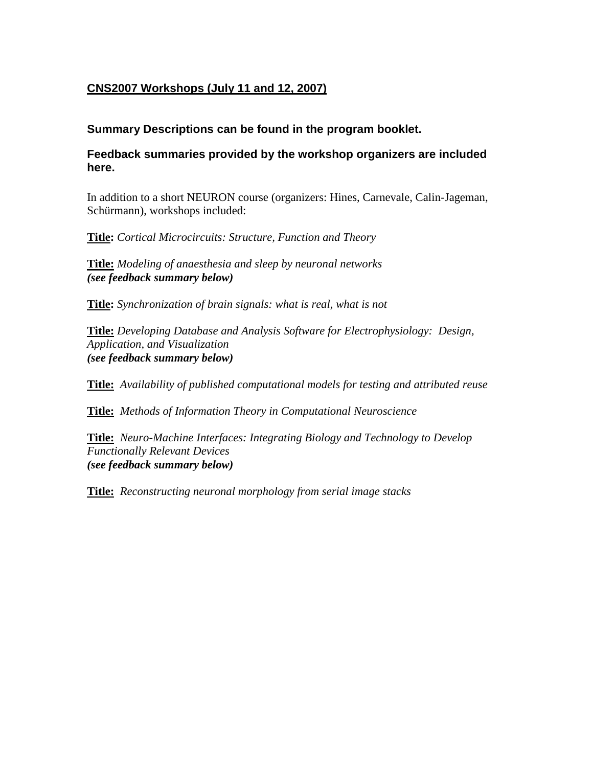## CNS2007 Workshops (July 11 and 12, 2007)

**Summary Descriptions can be found in the program booklet.**

**Feedback summaries provided by the workshop organizers are included here.**

In addition to a short NEURON course (organizers: Hines, Carnevale, Calin-Jageman, Schürmann), workshops included:

**Title:** *Cortical Microcircuits: Structure, Function and Theory*

**Title:** *Modeling of anaesthesia and sleep by neuronal networks*
***(see feedback summary below)***

**Title:** *Synchronization of brain signals: what is real, what is not*

**Title:** *Developing Database and Analysis Software for Electrophysiology: Design, Application, and Visualization*
***(see feedback summary below)***

**Title:** *Availability of published computational models for testing and attributed reuse*

**Title:** *Methods of Information Theory in Computational Neuroscience*

**Title:** *Neuro-Machine Interfaces: Integrating Biology and Technology to Develop Functionally Relevant Devices*
***(see feedback summary below)***

**Title:** *Reconstructing neuronal morphology from serial image stacks*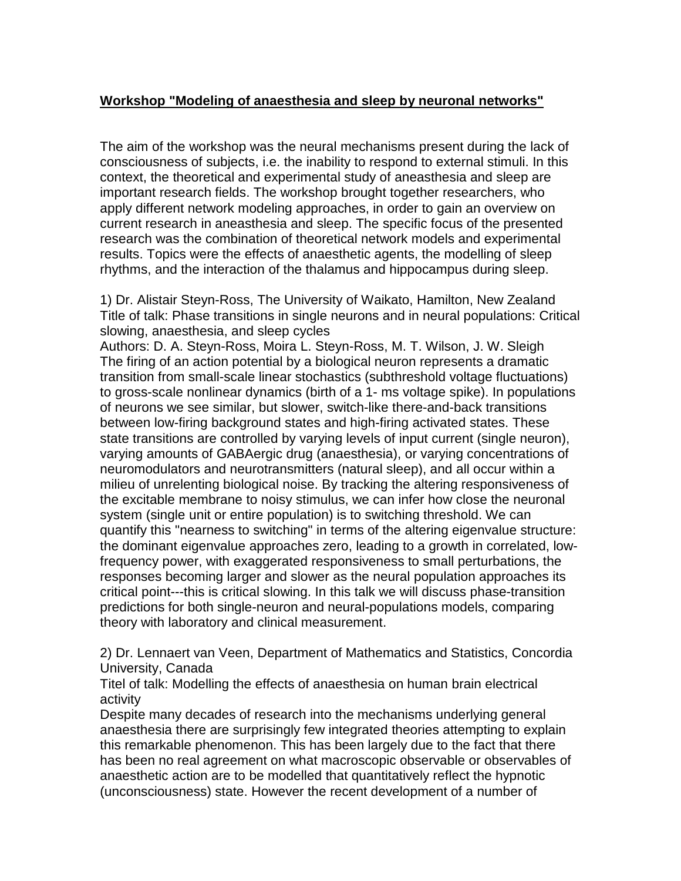**Workshop "Modeling of anaesthesia and sleep by neuronal networks"**

The aim of the workshop was the neural mechanisms present during the lack of consciousness of subjects, i.e. the inability to respond to external stimuli. In this context, the theoretical and experimental study of aneasthesia and sleep are important research fields. The workshop brought together researchers, who apply different network modeling approaches, in order to gain an overview on current research in aneasthesia and sleep. The specific focus of the presented research was the combination of theoretical network models and experimental results. Topics were the effects of anaesthetic agents, the modelling of sleep rhythms, and the interaction of the thalamus and hippocampus during sleep.

1) Dr. Alistair Steyn-Ross, The University of Waikato, Hamilton, New Zealand
Title of talk: Phase transitions in single neurons and in neural populations: Critical slowing, anaesthesia, and sleep cycles
Authors: D. A. Steyn-Ross, Moira L. Steyn-Ross, M. T. Wilson, J. W. Sleigh
The firing of an action potential by a biological neuron represents a dramatic transition from small-scale linear stochastics (subthreshold voltage fluctuations) to gross-scale nonlinear dynamics (birth of a 1- ms voltage spike). In populations of neurons we see similar, but slower, switch-like there-and-back transitions between low-firing background states and high-firing activated states. These state transitions are controlled by varying levels of input current (single neuron), varying amounts of GABAergic drug (anaesthesia), or varying concentrations of neuromodulators and neurotransmitters (natural sleep), and all occur within a milieu of unrelenting biological noise. By tracking the altering responsiveness of the excitable membrane to noisy stimulus, we can infer how close the neuronal system (single unit or entire population) is to switching threshold. We can quantify this "nearness to switching" in terms of the altering eigenvalue structure: the dominant eigenvalue approaches zero, leading to a growth in correlated, low-frequency power, with exaggerated responsiveness to small perturbations, the responses becoming larger and slower as the neural population approaches its critical point---this is critical slowing. In this talk we will discuss phase-transition predictions for both single-neuron and neural-populations models, comparing theory with laboratory and clinical measurement.

2) Dr. Lennaert van Veen, Department of Mathematics and Statistics, Concordia University, Canada
Titel of talk: Modelling the effects of anaesthesia on human brain electrical activity
Despite many decades of research into the mechanisms underlying general anaesthesia there are surprisingly few integrated theories attempting to explain this remarkable phenomenon. This has been largely due to the fact that there has been no real agreement on what macroscopic observable or observables of anaesthetic action are to be modelled that quantitatively reflect the hypnotic (unconsciousness) state. However the recent development of a number of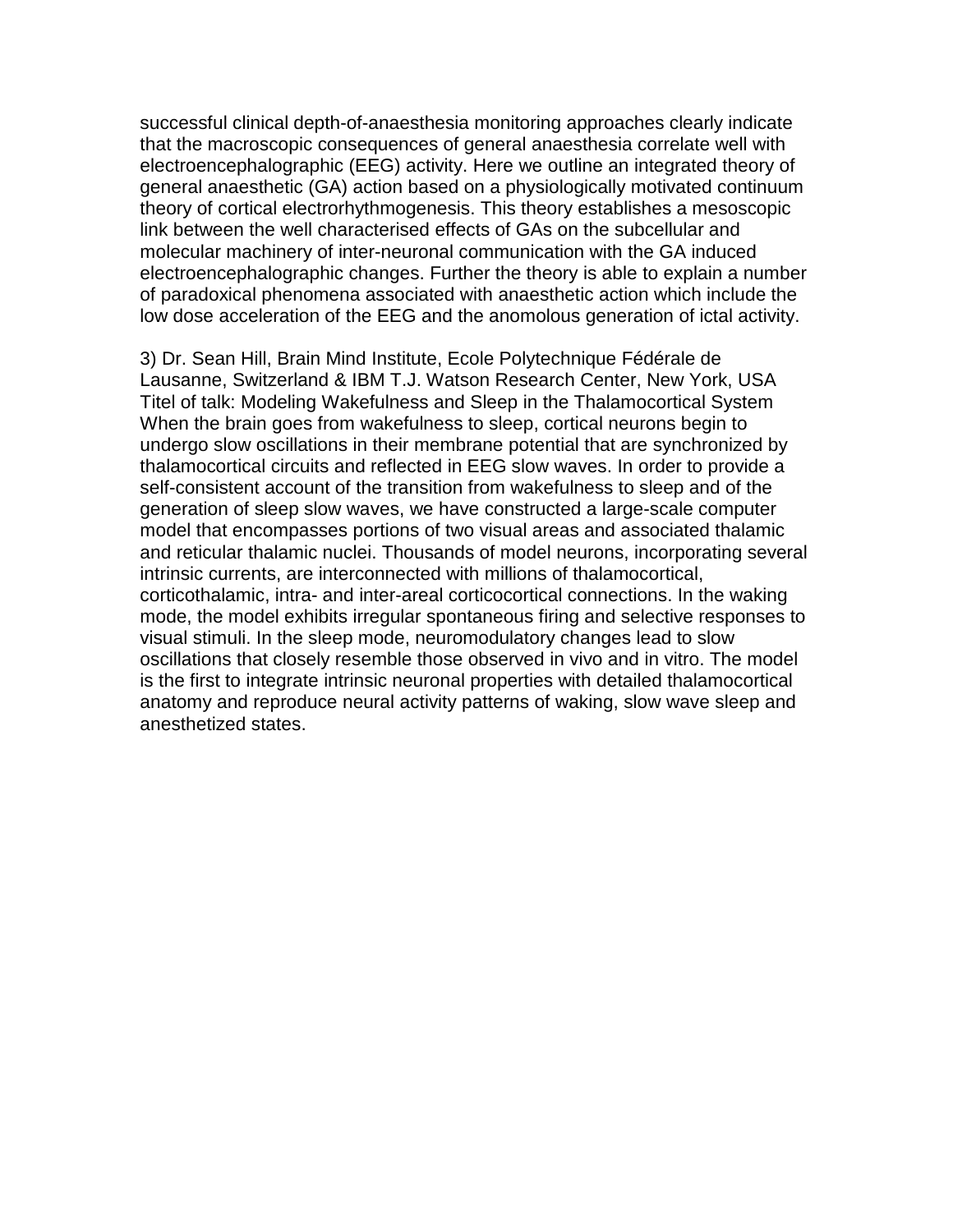successful clinical depth-of-anaesthesia monitoring approaches clearly indicate that the macroscopic consequences of general anaesthesia correlate well with electroencephalographic (EEG) activity. Here we outline an integrated theory of general anaesthetic (GA) action based on a physiologically motivated continuum theory of cortical electrorhythmogenesis. This theory establishes a mesoscopic link between the well characterised effects of GAs on the subcellular and molecular machinery of inter-neuronal communication with the GA induced electroencephalographic changes. Further the theory is able to explain a number of paradoxical phenomena associated with anaesthetic action which include the low dose acceleration of the EEG and the anomolous generation of ictal activity.

3) Dr. Sean Hill, Brain Mind Institute, Ecole Polytechnique Fédérale de Lausanne, Switzerland & IBM T.J. Watson Research Center, New York, USA
Titel of talk: Modeling Wakefulness and Sleep in the Thalamocortical System
When the brain goes from wakefulness to sleep, cortical neurons begin to undergo slow oscillations in their membrane potential that are synchronized by thalamocortical circuits and reflected in EEG slow waves. In order to provide a self-consistent account of the transition from wakefulness to sleep and of the generation of sleep slow waves, we have constructed a large-scale computer model that encompasses portions of two visual areas and associated thalamic and reticular thalamic nuclei. Thousands of model neurons, incorporating several intrinsic currents, are interconnected with millions of thalamocortical, corticothalamic, intra- and inter-areal corticocortical connections. In the waking mode, the model exhibits irregular spontaneous firing and selective responses to visual stimuli. In the sleep mode, neuromodulatory changes lead to slow oscillations that closely resemble those observed in vivo and in vitro. The model is the first to integrate intrinsic neuronal properties with detailed thalamocortical anatomy and reproduce neural activity patterns of waking, slow wave sleep and anesthetized states.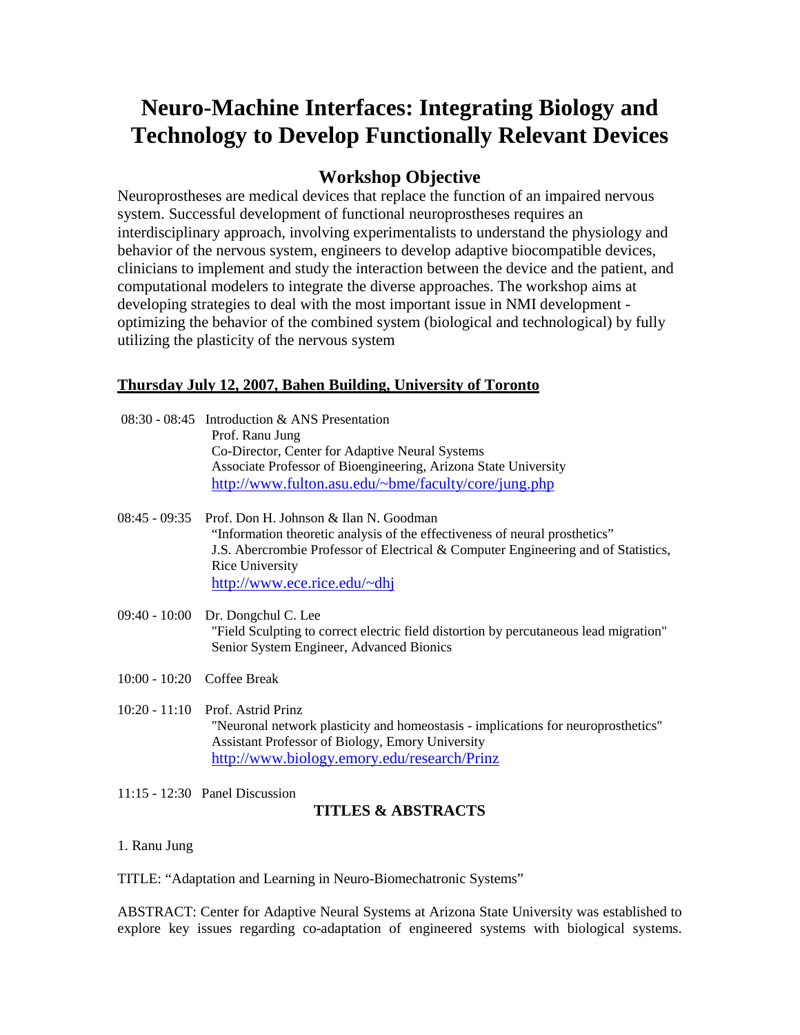# Neuro-Machine Interfaces: Integrating Biology and Technology to Develop Functionally Relevant Devices

## Workshop Objective

Neuroprostheses are medical devices that replace the function of an impaired nervous system. Successful development of functional neuroprostheses requires an interdisciplinary approach, involving experimentalists to understand the physiology and behavior of the nervous system, engineers to develop adaptive biocompatible devices, clinicians to implement and study the interaction between the device and the patient, and computational modelers to integrate the diverse approaches. The workshop aims at developing strategies to deal with the most important issue in NMI development - optimizing the behavior of the combined system (biological and technological) by fully utilizing the plasticity of the nervous system

**Thursday July 12, 2007, Bahen Building, University of Toronto**

08:30 - 08:45 Introduction & ANS Presentation
Prof. Ranu Jung
Co-Director, Center for Adaptive Neural Systems
Associate Professor of Bioengineering, Arizona State University
http://www.fulton.asu.edu/~bme/faculty/core/jung.php

08:45 - 09:35 Prof. Don H. Johnson & Ilan N. Goodman
"Information theoretic analysis of the effectiveness of neural prosthetics"
J.S. Abercrombie Professor of Electrical & Computer Engineering and of Statistics, Rice University
http://www.ece.rice.edu/~dhj

09:40 - 10:00 Dr. Dongchul C. Lee
"Field Sculpting to correct electric field distortion by percutaneous lead migration"
Senior System Engineer, Advanced Bionics

10:00 - 10:20 Coffee Break

10:20 - 11:10 Prof. Astrid Prinz
"Neuronal network plasticity and homeostasis - implications for neuroprosthetics"
Assistant Professor of Biology, Emory University
http://www.biology.emory.edu/research/Prinz

11:15 - 12:30 Panel Discussion

### TITLES & ABSTRACTS

1. Ranu Jung

TITLE: "Adaptation and Learning in Neuro-Biomechatronic Systems"

ABSTRACT: Center for Adaptive Neural Systems at Arizona State University was established to explore key issues regarding co-adaptation of engineered systems with biological systems.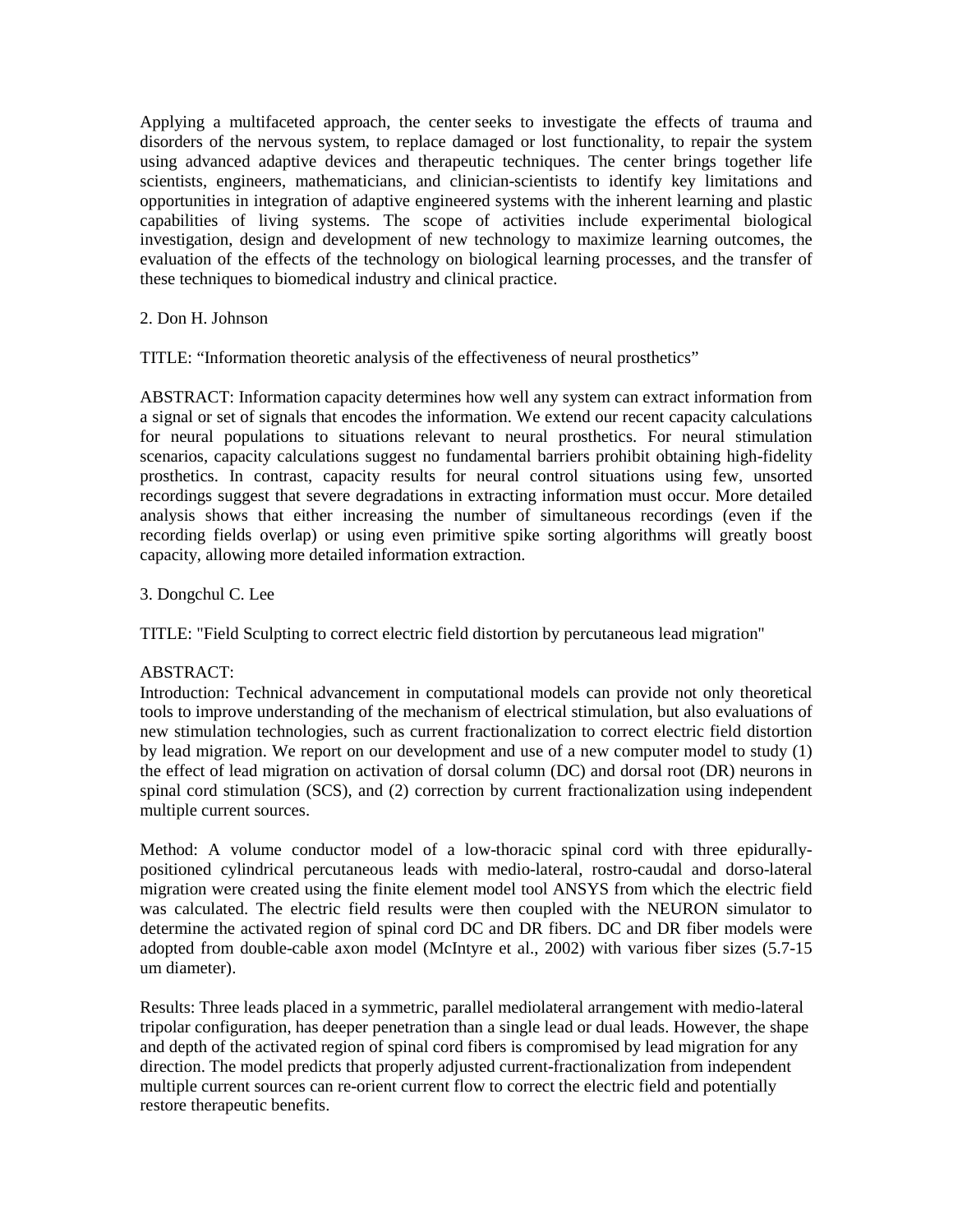Applying a multifaceted approach, the center seeks to investigate the effects of trauma and disorders of the nervous system, to replace damaged or lost functionality, to repair the system using advanced adaptive devices and therapeutic techniques. The center brings together life scientists, engineers, mathematicians, and clinician-scientists to identify key limitations and opportunities in integration of adaptive engineered systems with the inherent learning and plastic capabilities of living systems. The scope of activities include experimental biological investigation, design and development of new technology to maximize learning outcomes, the evaluation of the effects of the technology on biological learning processes, and the transfer of these techniques to biomedical industry and clinical practice.

2. Don H. Johnson

TITLE: "Information theoretic analysis of the effectiveness of neural prosthetics"

ABSTRACT: Information capacity determines how well any system can extract information from a signal or set of signals that encodes the information. We extend our recent capacity calculations for neural populations to situations relevant to neural prosthetics. For neural stimulation scenarios, capacity calculations suggest no fundamental barriers prohibit obtaining high-fidelity prosthetics. In contrast, capacity results for neural control situations using few, unsorted recordings suggest that severe degradations in extracting information must occur. More detailed analysis shows that either increasing the number of simultaneous recordings (even if the recording fields overlap) or using even primitive spike sorting algorithms will greatly boost capacity, allowing more detailed information extraction.

3. Dongchul C. Lee

TITLE: "Field Sculpting to correct electric field distortion by percutaneous lead migration"

ABSTRACT:
Introduction: Technical advancement in computational models can provide not only theoretical tools to improve understanding of the mechanism of electrical stimulation, but also evaluations of new stimulation technologies, such as current fractionalization to correct electric field distortion by lead migration. We report on our development and use of a new computer model to study (1) the effect of lead migration on activation of dorsal column (DC) and dorsal root (DR) neurons in spinal cord stimulation (SCS), and (2) correction by current fractionalization using independent multiple current sources.

Method: A volume conductor model of a low-thoracic spinal cord with three epidurally-positioned cylindrical percutaneous leads with medio-lateral, rostro-caudal and dorso-lateral migration were created using the finite element model tool ANSYS from which the electric field was calculated. The electric field results were then coupled with the NEURON simulator to determine the activated region of spinal cord DC and DR fibers. DC and DR fiber models were adopted from double-cable axon model (McIntyre et al., 2002) with various fiber sizes (5.7-15 um diameter).

Results: Three leads placed in a symmetric, parallel mediolateral arrangement with medio-lateral tripolar configuration, has deeper penetration than a single lead or dual leads. However, the shape and depth of the activated region of spinal cord fibers is compromised by lead migration for any direction. The model predicts that properly adjusted current-fractionalization from independent multiple current sources can re-orient current flow to correct the electric field and potentially restore therapeutic benefits.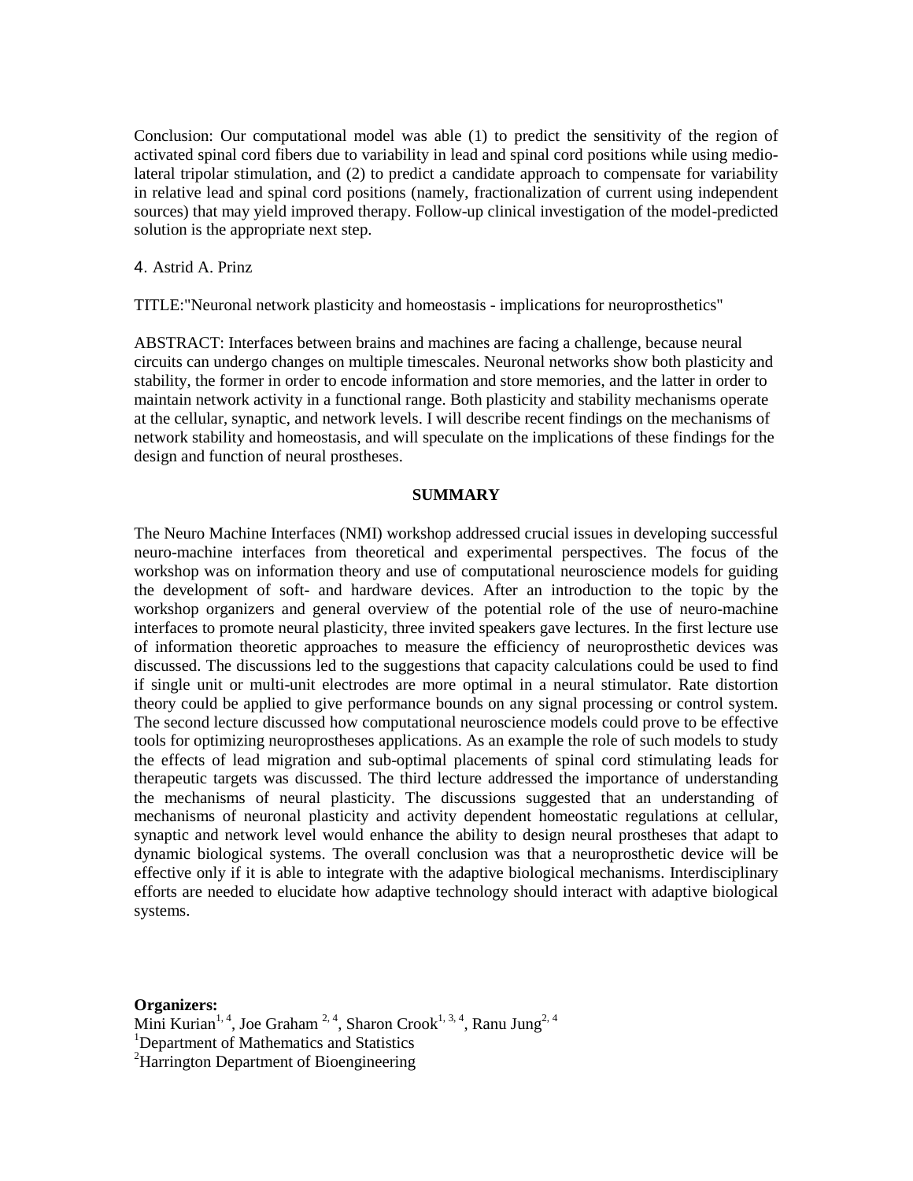Conclusion: Our computational model was able (1) to predict the sensitivity of the region of activated spinal cord fibers due to variability in lead and spinal cord positions while using medio-lateral tripolar stimulation, and (2) to predict a candidate approach to compensate for variability in relative lead and spinal cord positions (namely, fractionalization of current using independent sources) that may yield improved therapy. Follow-up clinical investigation of the model-predicted solution is the appropriate next step.

4. Astrid A. Prinz

TITLE:"Neuronal network plasticity and homeostasis - implications for neuroprosthetics"

ABSTRACT: Interfaces between brains and machines are facing a challenge, because neural circuits can undergo changes on multiple timescales. Neuronal networks show both plasticity and stability, the former in order to encode information and store memories, and the latter in order to maintain network activity in a functional range. Both plasticity and stability mechanisms operate at the cellular, synaptic, and network levels. I will describe recent findings on the mechanisms of network stability and homeostasis, and will speculate on the implications of these findings for the design and function of neural prostheses.

## SUMMARY

The Neuro Machine Interfaces (NMI) workshop addressed crucial issues in developing successful neuro-machine interfaces from theoretical and experimental perspectives. The focus of the workshop was on information theory and use of computational neuroscience models for guiding the development of soft- and hardware devices. After an introduction to the topic by the workshop organizers and general overview of the potential role of the use of neuro-machine interfaces to promote neural plasticity, three invited speakers gave lectures. In the first lecture use of information theoretic approaches to measure the efficiency of neuroprosthetic devices was discussed. The discussions led to the suggestions that capacity calculations could be used to find if single unit or multi-unit electrodes are more optimal in a neural stimulator. Rate distortion theory could be applied to give performance bounds on any signal processing or control system. The second lecture discussed how computational neuroscience models could prove to be effective tools for optimizing neuroprostheses applications. As an example the role of such models to study the effects of lead migration and sub-optimal placements of spinal cord stimulating leads for therapeutic targets was discussed. The third lecture addressed the importance of understanding the mechanisms of neural plasticity. The discussions suggested that an understanding of mechanisms of neuronal plasticity and activity dependent homeostatic regulations at cellular, synaptic and network level would enhance the ability to design neural prostheses that adapt to dynamic biological systems. The overall conclusion was that a neuroprosthetic device will be effective only if it is able to integrate with the adaptive biological mechanisms. Interdisciplinary efforts are needed to elucidate how adaptive technology should interact with adaptive biological systems.

**Organizers:**
Mini Kurian[1, 4], Joe Graham [2, 4], Sharon Crook[1, 3, 4], Ranu Jung[2, 4]
[1]Department of Mathematics and Statistics
[2]Harrington Department of Bioengineering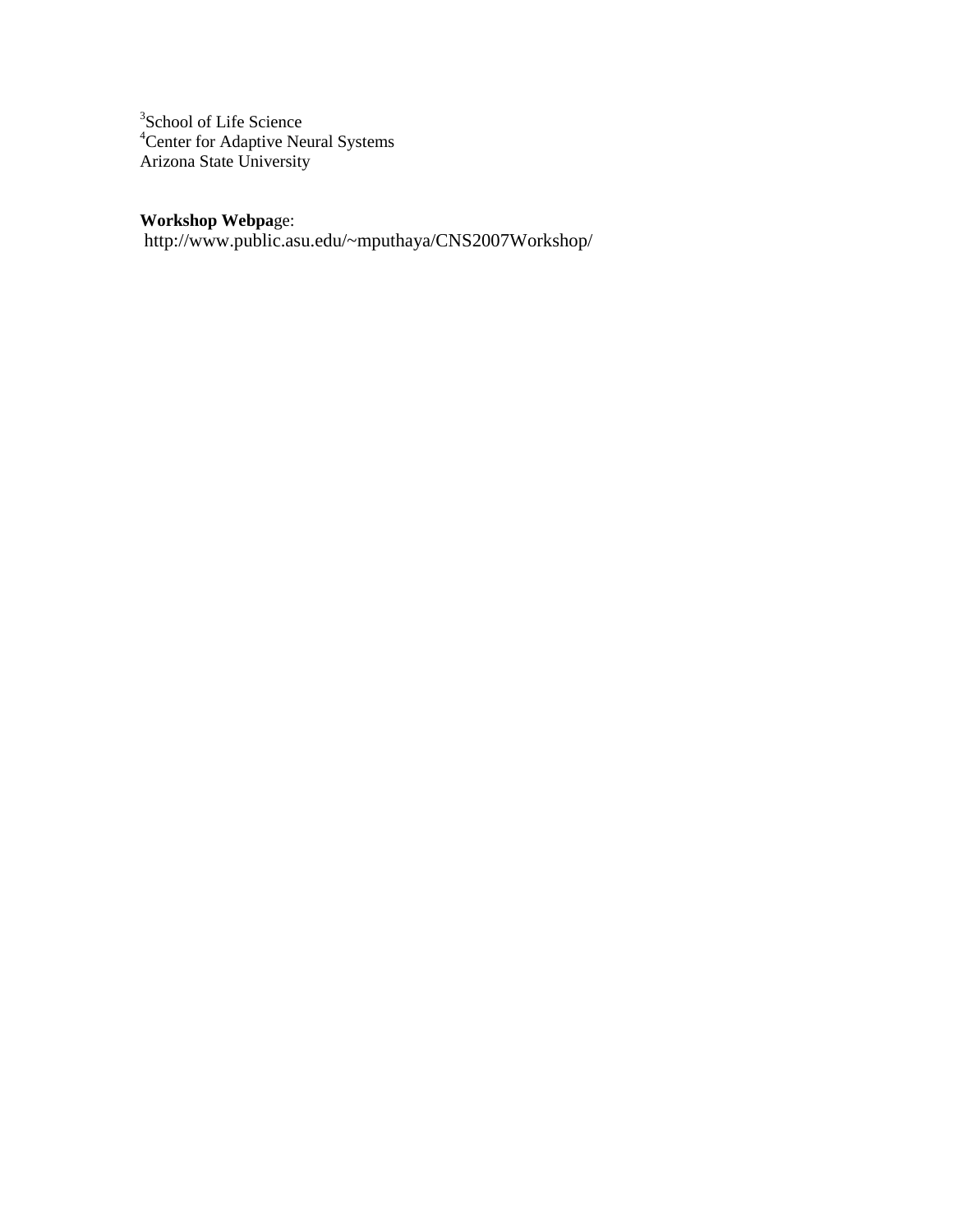[3]School of Life Science
[4]Center for Adaptive Neural Systems
Arizona State University

**Workshop Webpa**ge:
http://www.public.asu.edu/~mputhaya/CNS2007Workshop/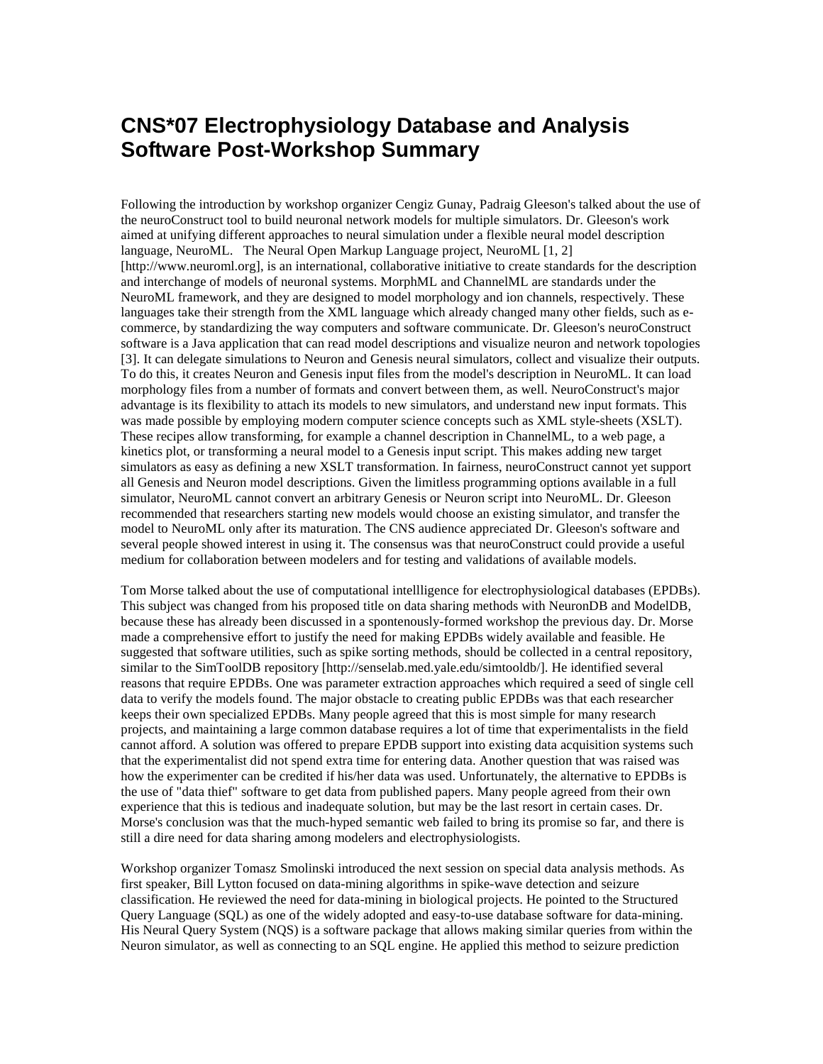# CNS*07 Electrophysiology Database and Analysis Software Post-Workshop Summary

Following the introduction by workshop organizer Cengiz Gunay, Padraig Gleeson's talked about the use of the neuroConstruct tool to build neuronal network models for multiple simulators. Dr. Gleeson's work aimed at unifying different approaches to neural simulation under a flexible neural model description language, NeuroML.   The Neural Open Markup Language project, NeuroML [1, 2] [http://www.neuroml.org], is an international, collaborative initiative to create standards for the description and interchange of models of neuronal systems. MorphML and ChannelML are standards under the NeuroML framework, and they are designed to model morphology and ion channels, respectively. These languages take their strength from the XML language which already changed many other fields, such as e-commerce, by standardizing the way computers and software communicate. Dr. Gleeson's neuroConstruct software is a Java application that can read model descriptions and visualize neuron and network topologies [3]. It can delegate simulations to Neuron and Genesis neural simulators, collect and visualize their outputs. To do this, it creates Neuron and Genesis input files from the model's description in NeuroML. It can load morphology files from a number of formats and convert between them, as well. NeuroConstruct's major advantage is its flexibility to attach its models to new simulators, and understand new input formats. This was made possible by employing modern computer science concepts such as XML style-sheets (XSLT). These recipes allow transforming, for example a channel description in ChannelML, to a web page, a kinetics plot, or transforming a neural model to a Genesis input script. This makes adding new target simulators as easy as defining a new XSLT transformation. In fairness, neuroConstruct cannot yet support all Genesis and Neuron model descriptions. Given the limitless programming options available in a full simulator, NeuroML cannot convert an arbitrary Genesis or Neuron script into NeuroML. Dr. Gleeson recommended that researchers starting new models would choose an existing simulator, and transfer the model to NeuroML only after its maturation. The CNS audience appreciated Dr. Gleeson's software and several people showed interest in using it. The consensus was that neuroConstruct could provide a useful medium for collaboration between modelers and for testing and validations of available models.

Tom Morse talked about the use of computational intellligence for electrophysiological databases (EPDBs). This subject was changed from his proposed title on data sharing methods with NeuronDB and ModelDB, because these has already been discussed in a spontenously-formed workshop the previous day. Dr. Morse made a comprehensive effort to justify the need for making EPDBs widely available and feasible. He suggested that software utilities, such as spike sorting methods, should be collected in a central repository, similar to the SimToolDB repository [http://senselab.med.yale.edu/simtooldb/]. He identified several reasons that require EPDBs. One was parameter extraction approaches which required a seed of single cell data to verify the models found. The major obstacle to creating public EPDBs was that each researcher keeps their own specialized EPDBs. Many people agreed that this is most simple for many research projects, and maintaining a large common database requires a lot of time that experimentalists in the field cannot afford. A solution was offered to prepare EPDB support into existing data acquisition systems such that the experimentalist did not spend extra time for entering data. Another question that was raised was how the experimenter can be credited if his/her data was used. Unfortunately, the alternative to EPDBs is the use of "data thief" software to get data from published papers. Many people agreed from their own experience that this is tedious and inadequate solution, but may be the last resort in certain cases. Dr. Morse's conclusion was that the much-hyped semantic web failed to bring its promise so far, and there is still a dire need for data sharing among modelers and electrophysiologists.

Workshop organizer Tomasz Smolinski introduced the next session on special data analysis methods. As first speaker, Bill Lytton focused on data-mining algorithms in spike-wave detection and seizure classification. He reviewed the need for data-mining in biological projects. He pointed to the Structured Query Language (SQL) as one of the widely adopted and easy-to-use database software for data-mining. His Neural Query System (NQS) is a software package that allows making similar queries from within the Neuron simulator, as well as connecting to an SQL engine. He applied this method to seizure prediction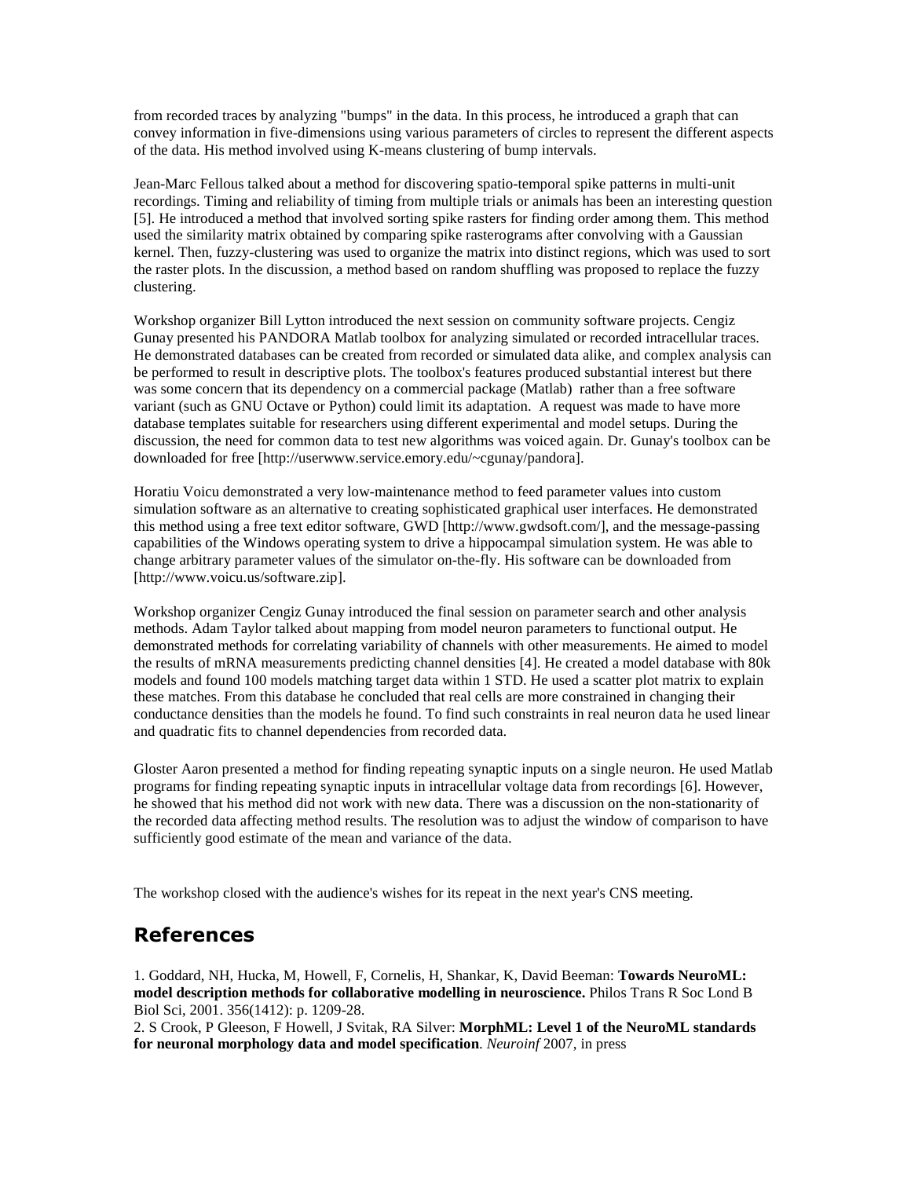from recorded traces by analyzing "bumps" in the data. In this process, he introduced a graph that can convey information in five-dimensions using various parameters of circles to represent the different aspects of the data. His method involved using K-means clustering of bump intervals.

Jean-Marc Fellous talked about a method for discovering spatio-temporal spike patterns in multi-unit recordings. Timing and reliability of timing from multiple trials or animals has been an interesting question [5]. He introduced a method that involved sorting spike rasters for finding order among them. This method used the similarity matrix obtained by comparing spike rasterograms after convolving with a Gaussian kernel. Then, fuzzy-clustering was used to organize the matrix into distinct regions, which was used to sort the raster plots. In the discussion, a method based on random shuffling was proposed to replace the fuzzy clustering.

Workshop organizer Bill Lytton introduced the next session on community software projects. Cengiz Gunay presented his PANDORA Matlab toolbox for analyzing simulated or recorded intracellular traces. He demonstrated databases can be created from recorded or simulated data alike, and complex analysis can be performed to result in descriptive plots. The toolbox's features produced substantial interest but there was some concern that its dependency on a commercial package (Matlab) rather than a free software variant (such as GNU Octave or Python) could limit its adaptation. A request was made to have more database templates suitable for researchers using different experimental and model setups. During the discussion, the need for common data to test new algorithms was voiced again. Dr. Gunay's toolbox can be downloaded for free [http://userwww.service.emory.edu/~cgunay/pandora].

Horatiu Voicu demonstrated a very low-maintenance method to feed parameter values into custom simulation software as an alternative to creating sophisticated graphical user interfaces. He demonstrated this method using a free text editor software, GWD [http://www.gwdsoft.com/], and the message-passing capabilities of the Windows operating system to drive a hippocampal simulation system. He was able to change arbitrary parameter values of the simulator on-the-fly. His software can be downloaded from [http://www.voicu.us/software.zip].

Workshop organizer Cengiz Gunay introduced the final session on parameter search and other analysis methods. Adam Taylor talked about mapping from model neuron parameters to functional output. He demonstrated methods for correlating variability of channels with other measurements. He aimed to model the results of mRNA measurements predicting channel densities [4]. He created a model database with 80k models and found 100 models matching target data within 1 STD. He used a scatter plot matrix to explain these matches. From this database he concluded that real cells are more constrained in changing their conductance densities than the models he found. To find such constraints in real neuron data he used linear and quadratic fits to channel dependencies from recorded data.

Gloster Aaron presented a method for finding repeating synaptic inputs on a single neuron. He used Matlab programs for finding repeating synaptic inputs in intracellular voltage data from recordings [6]. However, he showed that his method did not work with new data. There was a discussion on the non-stationarity of the recorded data affecting method results. The resolution was to adjust the window of comparison to have sufficiently good estimate of the mean and variance of the data.

The workshop closed with the audience's wishes for its repeat in the next year's CNS meeting.

## References

1. Goddard, NH, Hucka, M, Howell, F, Cornelis, H, Shankar, K, David Beeman: **Towards NeuroML: model description methods for collaborative modelling in neuroscience.** Philos Trans R Soc Lond B Biol Sci, 2001. 356(1412): p. 1209-28.
2. S Crook, P Gleeson, F Howell, J Svitak, RA Silver: **MorphML: Level 1 of the NeuroML standards for neuronal morphology data and model specification**. *Neuroinf* 2007, in press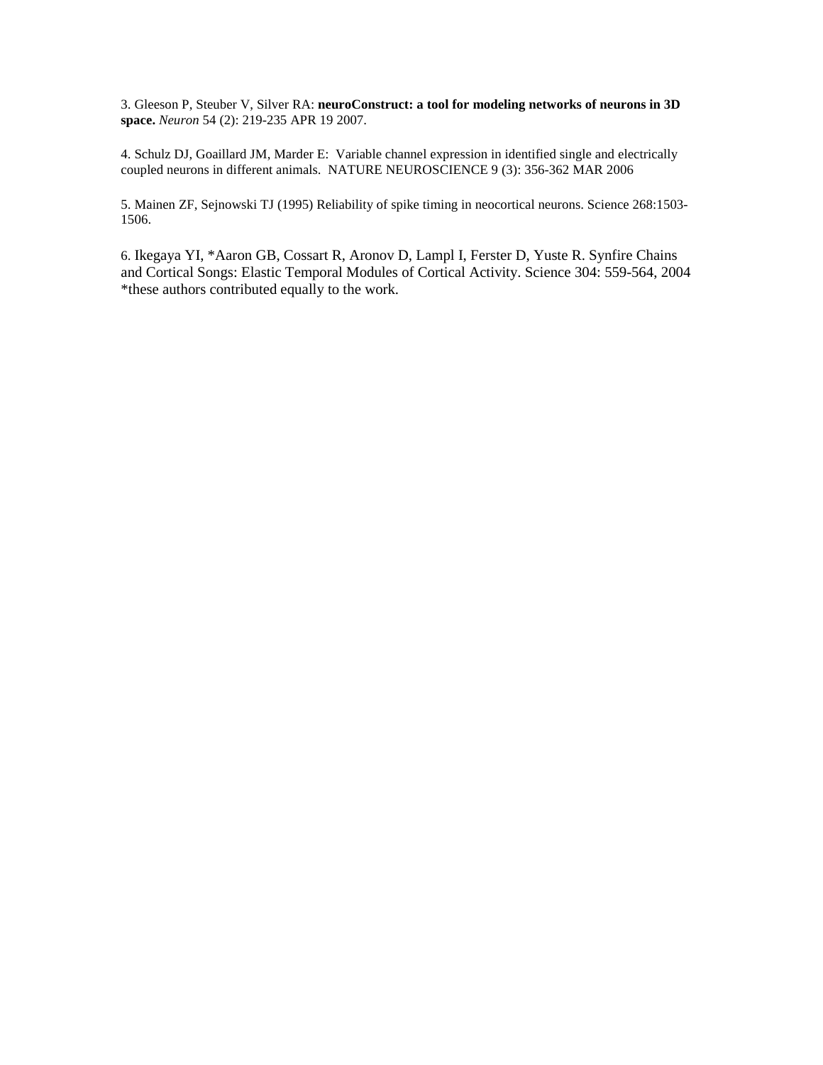3. Gleeson P, Steuber V, Silver RA: **neuroConstruct: a tool for modeling networks of neurons in 3D space.** *Neuron* 54 (2): 219-235 APR 19 2007.

4. Schulz DJ, Goaillard JM, Marder E: Variable channel expression in identified single and electrically coupled neurons in different animals. NATURE NEUROSCIENCE 9 (3): 356-362 MAR 2006

5. Mainen ZF, Sejnowski TJ (1995) Reliability of spike timing in neocortical neurons. Science 268:1503-1506.

6. Ikegaya YI, *Aaron GB, Cossart R, Aronov D, Lampl I, Ferster D, Yuste R. Synfire Chains and Cortical Songs: Elastic Temporal Modules of Cortical Activity. Science 304: 559-564, 2004 *these authors contributed equally to the work.